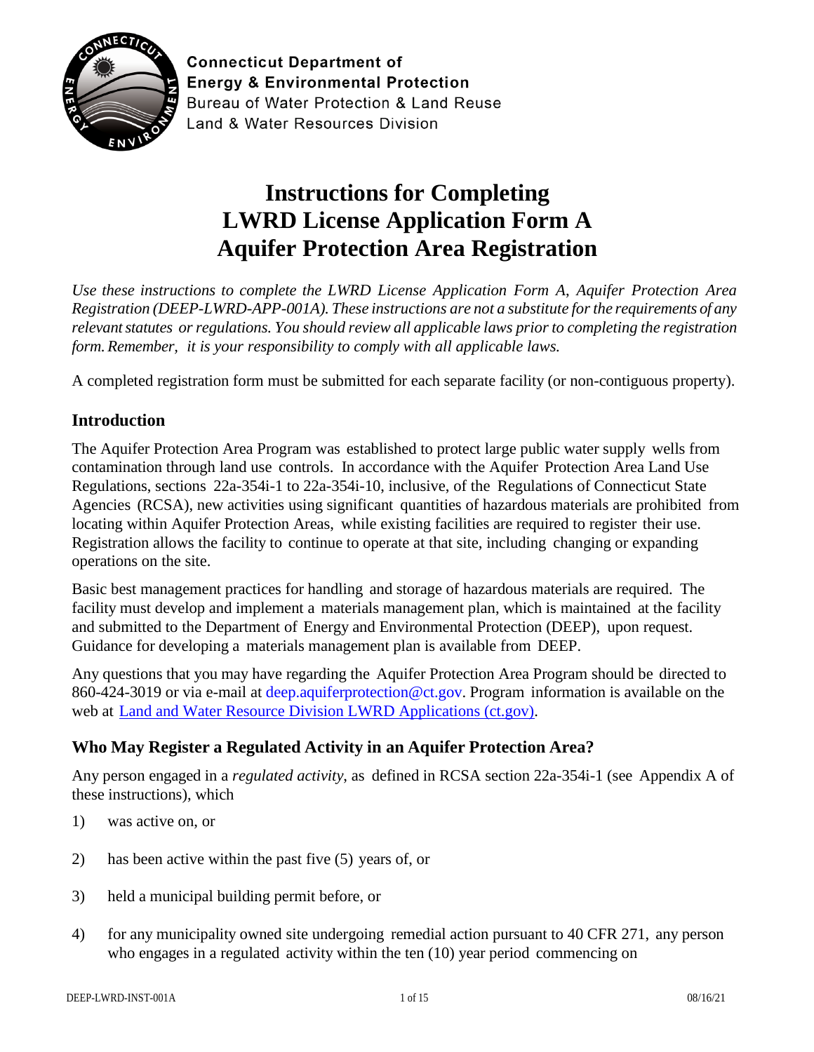**Connecticut Department of Energy & Environmental Protection**
Bureau of Water Protection & Land Reuse
Land & Water Resources Division

# Instructions for Completing LWRD License Application Form A Aquifer Protection Area Registration

*Use these instructions to complete the LWRD License Application Form A, Aquifer Protection Area Registration (DEEP-LWRD-APP-001A). These instructions are not a substitute for the requirements of any relevant statutes or regulations. You should review all applicable laws prior to completing the registration form. Remember, it is your responsibility to comply with all applicable laws.*

A completed registration form must be submitted for each separate facility (or non-contiguous property).

## Introduction

The Aquifer Protection Area Program was established to protect large public water supply wells from contamination through land use controls. In accordance with the Aquifer Protection Area Land Use Regulations, sections 22a-354i-1 to 22a-354i-10, inclusive, of the Regulations of Connecticut State Agencies (RCSA), new activities using significant quantities of hazardous materials are prohibited from locating within Aquifer Protection Areas, while existing facilities are required to register their use. Registration allows the facility to continue to operate at that site, including changing or expanding operations on the site.

Basic best management practices for handling and storage of hazardous materials are required. The facility must develop and implement a materials management plan, which is maintained at the facility and submitted to the Department of Energy and Environmental Protection (DEEP), upon request. Guidance for developing a materials management plan is available from DEEP.

Any questions that you may have regarding the Aquifer Protection Area Program should be directed to 860-424-3019 or via e-mail at deep.aquiferprotection@ct.gov. Program information is available on the web at [Land and Water Resource Division LWRD Applications (ct.gov)](Land and Water Resource Division LWRD Applications (ct.gov)).

## Who May Register a Regulated Activity in an Aquifer Protection Area?

Any person engaged in a *regulated activity*, as defined in RCSA section 22a-354i-1 (see Appendix A of these instructions), which

1) was active on, or
2) has been active within the past five (5) years of, or
3) held a municipal building permit before, or
4) for any municipality owned site undergoing remedial action pursuant to 40 CFR 271, any person who engages in a regulated activity within the ten (10) year period commencing on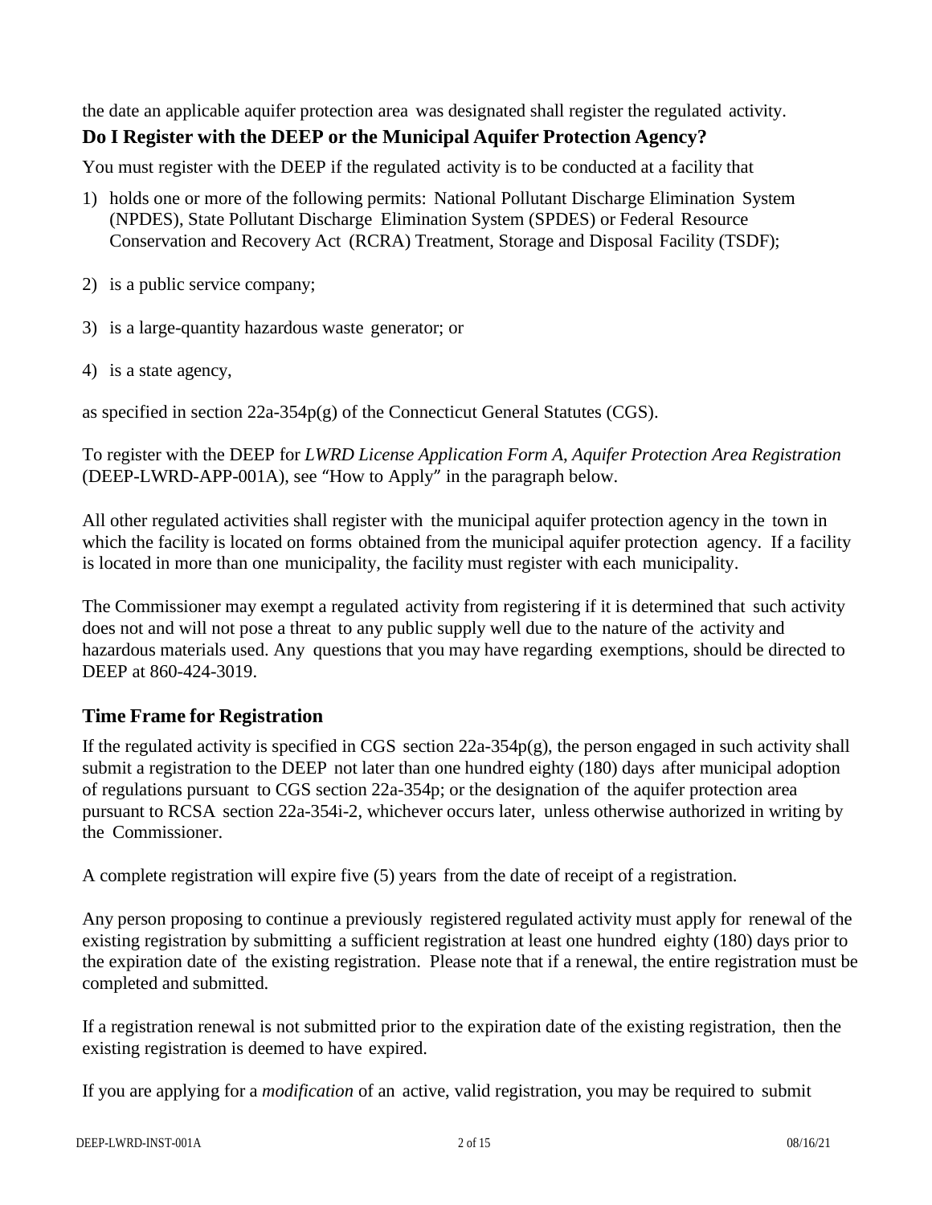the date an applicable aquifer protection area was designated shall register the regulated activity.

### Do I Register with the DEEP or the Municipal Aquifer Protection Agency?

You must register with the DEEP if the regulated activity is to be conducted at a facility that

1) holds one or more of the following permits: National Pollutant Discharge Elimination System (NPDES), State Pollutant Discharge Elimination System (SPDES) or Federal Resource Conservation and Recovery Act (RCRA) Treatment, Storage and Disposal Facility (TSDF);

2) is a public service company;

3) is a large-quantity hazardous waste generator; or

4) is a state agency,

as specified in section 22a-354p(g) of the Connecticut General Statutes (CGS).

To register with the DEEP for *LWRD License Application Form A, Aquifer Protection Area Registration* (DEEP-LWRD-APP-001A), see "How to Apply" in the paragraph below.

All other regulated activities shall register with the municipal aquifer protection agency in the town in which the facility is located on forms obtained from the municipal aquifer protection agency. If a facility is located in more than one municipality, the facility must register with each municipality.

The Commissioner may exempt a regulated activity from registering if it is determined that such activity does not and will not pose a threat to any public supply well due to the nature of the activity and hazardous materials used. Any questions that you may have regarding exemptions, should be directed to DEEP at 860-424-3019.

### Time Frame for Registration

If the regulated activity is specified in CGS section 22a-354p(g), the person engaged in such activity shall submit a registration to the DEEP not later than one hundred eighty (180) days after municipal adoption of regulations pursuant to CGS section 22a-354p; or the designation of the aquifer protection area pursuant to RCSA section 22a-354i-2, whichever occurs later, unless otherwise authorized in writing by the Commissioner.

A complete registration will expire five (5) years from the date of receipt of a registration.

Any person proposing to continue a previously registered regulated activity must apply for renewal of the existing registration by submitting a sufficient registration at least one hundred eighty (180) days prior to the expiration date of the existing registration. Please note that if a renewal, the entire registration must be completed and submitted.

If a registration renewal is not submitted prior to the expiration date of the existing registration, then the existing registration is deemed to have expired.

If you are applying for a *modification* of an active, valid registration, you may be required to submit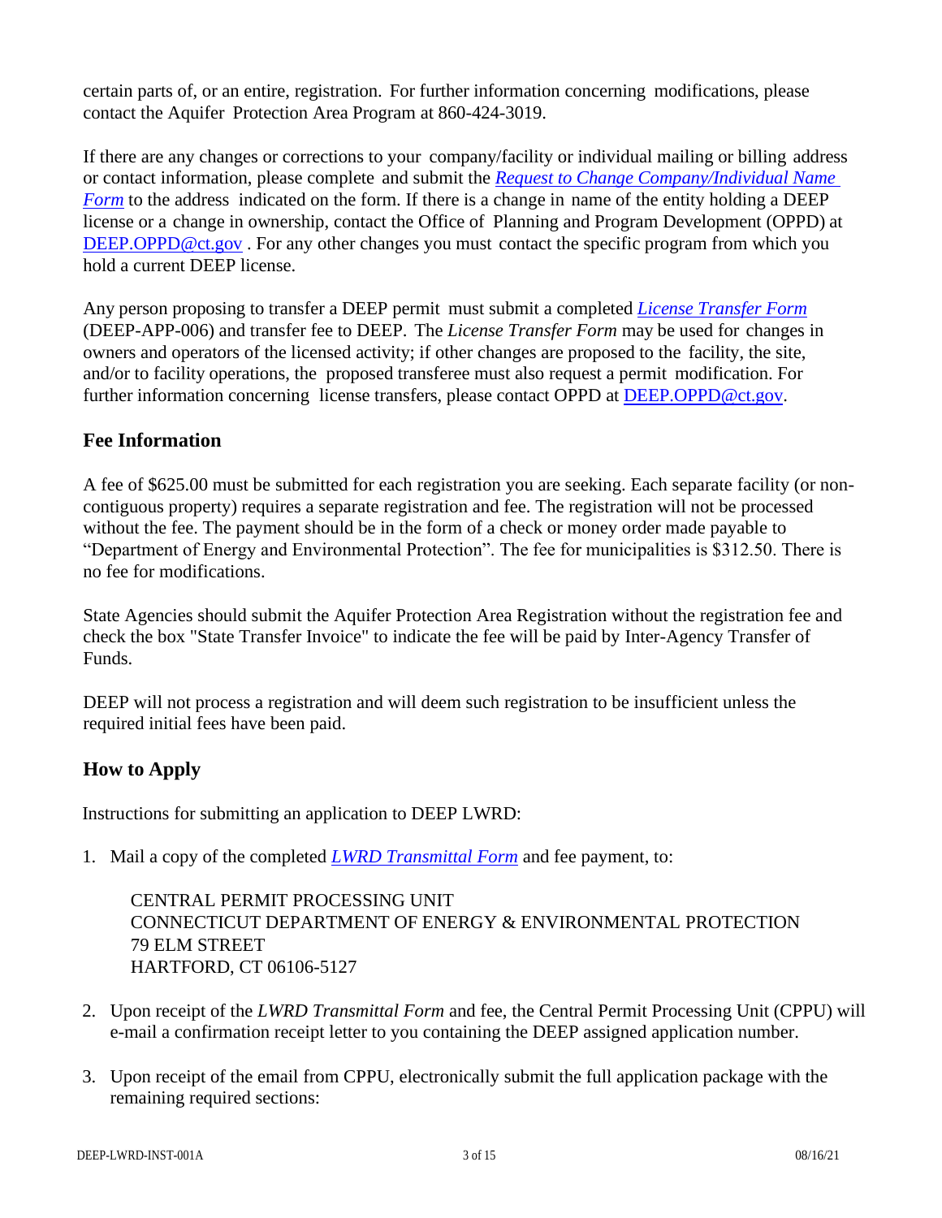certain parts of, or an entire, registration. For further information concerning modifications, please contact the Aquifer Protection Area Program at 860-424-3019.

If there are any changes or corrections to your company/facility or individual mailing or billing address or contact information, please complete and submit the *Request to Change Company/Individual Name Form* to the address indicated on the form. If there is a change in name of the entity holding a DEEP license or a change in ownership, contact the Office of Planning and Program Development (OPPD) at DEEP.OPPD@ct.gov . For any other changes you must contact the specific program from which you hold a current DEEP license.

Any person proposing to transfer a DEEP permit must submit a completed *License Transfer Form* (DEEP-APP-006) and transfer fee to DEEP. The *License Transfer Form* may be used for changes in owners and operators of the licensed activity; if other changes are proposed to the facility, the site, and/or to facility operations, the proposed transferee must also request a permit modification. For further information concerning license transfers, please contact OPPD at DEEP.OPPD@ct.gov.

## Fee Information

A fee of $625.00 must be submitted for each registration you are seeking. Each separate facility (or non-contiguous property) requires a separate registration and fee. The registration will not be processed without the fee. The payment should be in the form of a check or money order made payable to "Department of Energy and Environmental Protection". The fee for municipalities is $312.50. There is no fee for modifications.

State Agencies should submit the Aquifer Protection Area Registration without the registration fee and check the box "State Transfer Invoice" to indicate the fee will be paid by Inter-Agency Transfer of Funds.

DEEP will not process a registration and will deem such registration to be insufficient unless the required initial fees have been paid.

## How to Apply

Instructions for submitting an application to DEEP LWRD:

1. Mail a copy of the completed *LWRD Transmittal Form* and fee payment, to:

   CENTRAL PERMIT PROCESSING UNIT
   CONNECTICUT DEPARTMENT OF ENERGY & ENVIRONMENTAL PROTECTION
   79 ELM STREET
   HARTFORD, CT 06106-5127

2. Upon receipt of the *LWRD Transmittal Form* and fee, the Central Permit Processing Unit (CPPU) will e-mail a confirmation receipt letter to you containing the DEEP assigned application number.

3. Upon receipt of the email from CPPU, electronically submit the full application package with the remaining required sections: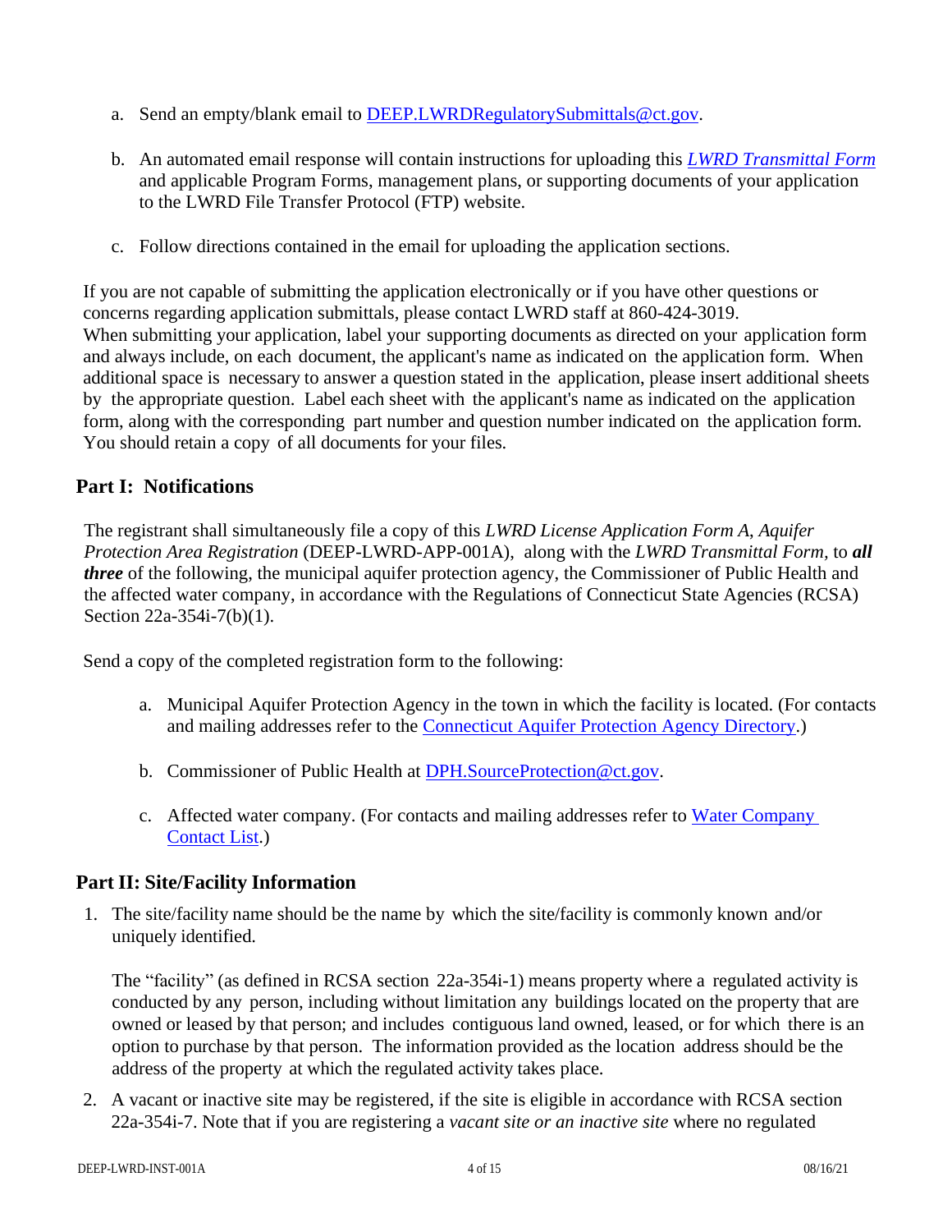a. Send an empty/blank email to DEEP.LWRDRegulatorySubmittals@ct.gov.

b. An automated email response will contain instructions for uploading this *LWRD Transmittal Form* and applicable Program Forms, management plans, or supporting documents of your application to the LWRD File Transfer Protocol (FTP) website.

c. Follow directions contained in the email for uploading the application sections.

If you are not capable of submitting the application electronically or if you have other questions or concerns regarding application submittals, please contact LWRD staff at 860-424-3019.
When submitting your application, label your supporting documents as directed on your application form and always include, on each document, the applicant's name as indicated on the application form. When additional space is necessary to answer a question stated in the application, please insert additional sheets by the appropriate question. Label each sheet with the applicant's name as indicated on the application form, along with the corresponding part number and question number indicated on the application form. You should retain a copy of all documents for your files.

## Part I: Notifications

The registrant shall simultaneously file a copy of this *LWRD License Application Form A*, *Aquifer Protection Area Registration* (DEEP-LWRD-APP-001A), along with the *LWRD Transmittal Form,* to ***all three*** of the following, the municipal aquifer protection agency, the Commissioner of Public Health and the affected water company, in accordance with the Regulations of Connecticut State Agencies (RCSA) Section 22a-354i-7(b)(1).

Send a copy of the completed registration form to the following:

a. Municipal Aquifer Protection Agency in the town in which the facility is located. (For contacts and mailing addresses refer to the Connecticut Aquifer Protection Agency Directory.)

b. Commissioner of Public Health at DPH.SourceProtection@ct.gov.

c. Affected water company. (For contacts and mailing addresses refer to Water Company Contact List.)

## Part II: Site/Facility Information

1. The site/facility name should be the name by which the site/facility is commonly known and/or uniquely identified.

   The "facility" (as defined in RCSA section 22a-354i-1) means property where a regulated activity is conducted by any person, including without limitation any buildings located on the property that are owned or leased by that person; and includes contiguous land owned, leased, or for which there is an option to purchase by that person. The information provided as the location address should be the address of the property at which the regulated activity takes place.

2. A vacant or inactive site may be registered, if the site is eligible in accordance with RCSA section 22a-354i-7. Note that if you are registering a *vacant site or an inactive site* where no regulated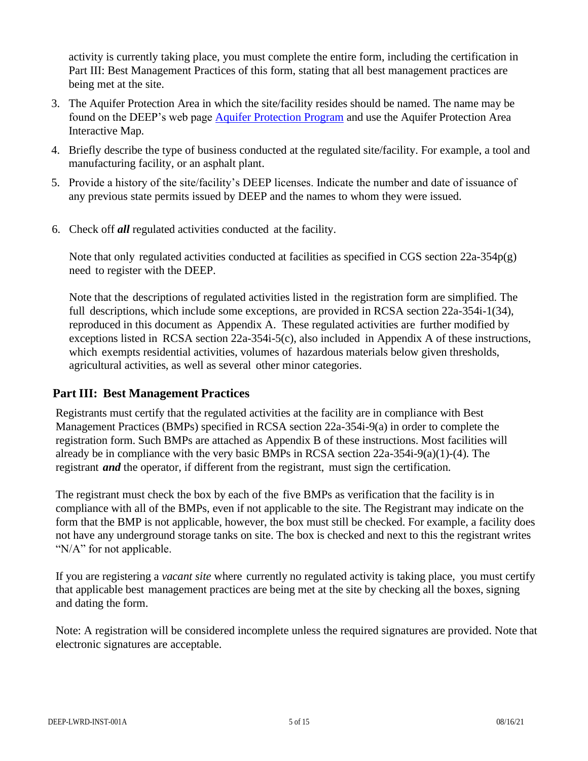activity is currently taking place, you must complete the entire form, including the certification in Part III: Best Management Practices of this form, stating that all best management practices are being met at the site.

3. The Aquifer Protection Area in which the site/facility resides should be named. The name may be found on the DEEP's web page [Aquifer Protection Program] and use the Aquifer Protection Area Interactive Map.
4. Briefly describe the type of business conducted at the regulated site/facility. For example, a tool and manufacturing facility, or an asphalt plant.
5. Provide a history of the site/facility's DEEP licenses. Indicate the number and date of issuance of any previous state permits issued by DEEP and the names to whom they were issued.
6. Check off ***all*** regulated activities conducted at the facility.

   Note that only regulated activities conducted at facilities as specified in CGS section 22a-354p(g) need to register with the DEEP.

   Note that the descriptions of regulated activities listed in the registration form are simplified. The full descriptions, which include some exceptions, are provided in RCSA section 22a-354i-1(34), reproduced in this document as Appendix A. These regulated activities are further modified by exceptions listed in RCSA section 22a-354i-5(c), also included in Appendix A of these instructions, which exempts residential activities, volumes of hazardous materials below given thresholds, agricultural activities, as well as several other minor categories.

## Part III: Best Management Practices

Registrants must certify that the regulated activities at the facility are in compliance with Best Management Practices (BMPs) specified in RCSA section 22a-354i-9(a) in order to complete the registration form. Such BMPs are attached as Appendix B of these instructions. Most facilities will already be in compliance with the very basic BMPs in RCSA section 22a-354i-9(a)(1)-(4). The registrant ***and*** the operator, if different from the registrant, must sign the certification.

The registrant must check the box by each of the five BMPs as verification that the facility is in compliance with all of the BMPs, even if not applicable to the site. The Registrant may indicate on the form that the BMP is not applicable, however, the box must still be checked. For example, a facility does not have any underground storage tanks on site. The box is checked and next to this the registrant writes "N/A" for not applicable.

If you are registering a *vacant site* where currently no regulated activity is taking place, you must certify that applicable best management practices are being met at the site by checking all the boxes, signing and dating the form.

Note: A registration will be considered incomplete unless the required signatures are provided. Note that electronic signatures are acceptable.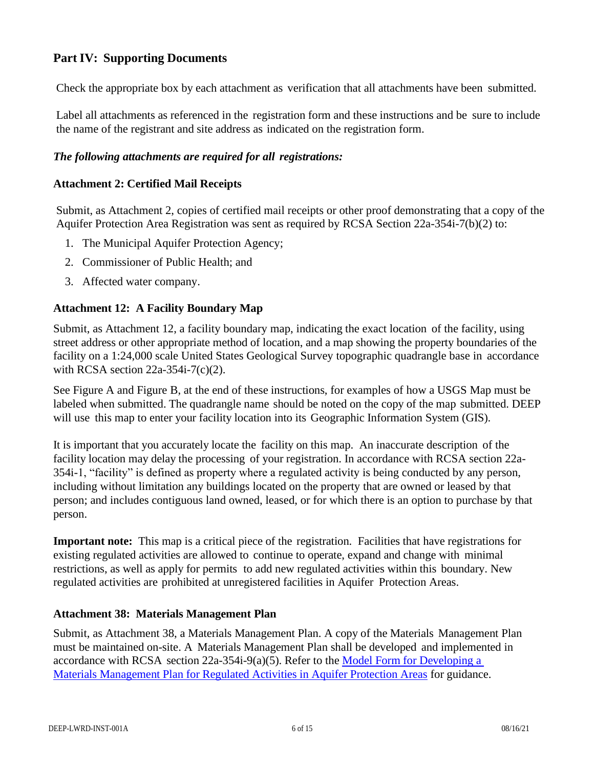## Part IV: Supporting Documents

Check the appropriate box by each attachment as verification that all attachments have been submitted.

Label all attachments as referenced in the registration form and these instructions and be sure to include the name of the registrant and site address as indicated on the registration form.

***The following attachments are required for all registrations:***

### Attachment 2: Certified Mail Receipts

Submit, as Attachment 2, copies of certified mail receipts or other proof demonstrating that a copy of the Aquifer Protection Area Registration was sent as required by RCSA Section 22a-354i-7(b)(2) to:

1. The Municipal Aquifer Protection Agency;
2. Commissioner of Public Health; and
3. Affected water company.

### Attachment 12: A Facility Boundary Map

Submit, as Attachment 12, a facility boundary map, indicating the exact location of the facility, using street address or other appropriate method of location, and a map showing the property boundaries of the facility on a 1:24,000 scale United States Geological Survey topographic quadrangle base in accordance with RCSA section 22a-354i-7(c)(2).

See Figure A and Figure B, at the end of these instructions, for examples of how a USGS Map must be labeled when submitted. The quadrangle name should be noted on the copy of the map submitted. DEEP will use this map to enter your facility location into its Geographic Information System (GIS).

It is important that you accurately locate the facility on this map. An inaccurate description of the facility location may delay the processing of your registration. In accordance with RCSA section 22a-354i-1, "facility" is defined as property where a regulated activity is being conducted by any person, including without limitation any buildings located on the property that are owned or leased by that person; and includes contiguous land owned, leased, or for which there is an option to purchase by that person.

**Important note:** This map is a critical piece of the registration. Facilities that have registrations for existing regulated activities are allowed to continue to operate, expand and change with minimal restrictions, as well as apply for permits to add new regulated activities within this boundary. New regulated activities are prohibited at unregistered facilities in Aquifer Protection Areas.

### Attachment 38: Materials Management Plan

Submit, as Attachment 38, a Materials Management Plan. A copy of the Materials Management Plan must be maintained on-site. A Materials Management Plan shall be developed and implemented in accordance with RCSA section 22a-354i-9(a)(5). Refer to the Model Form for Developing a Materials Management Plan for Regulated Activities in Aquifer Protection Areas for guidance.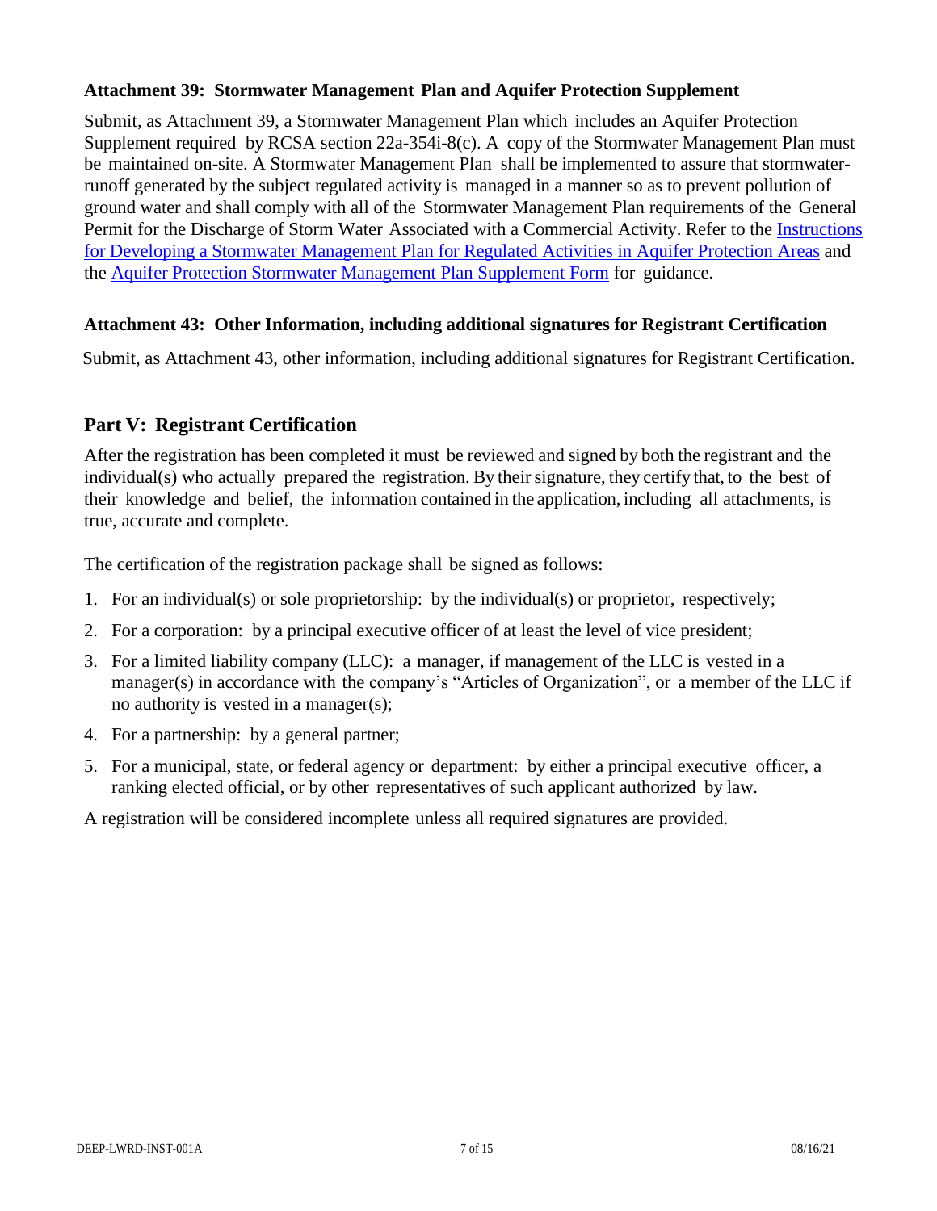**Attachment 39: Stormwater Management Plan and Aquifer Protection Supplement**

Submit, as Attachment 39, a Stormwater Management Plan which includes an Aquifer Protection Supplement required by RCSA section 22a-354i-8(c). A copy of the Stormwater Management Plan must be maintained on-site. A Stormwater Management Plan shall be implemented to assure that stormwater-runoff generated by the subject regulated activity is managed in a manner so as to prevent pollution of ground water and shall comply with all of the Stormwater Management Plan requirements of the General Permit for the Discharge of Storm Water Associated with a Commercial Activity. Refer to the Instructions for Developing a Stormwater Management Plan for Regulated Activities in Aquifer Protection Areas and the Aquifer Protection Stormwater Management Plan Supplement Form for guidance.

**Attachment 43: Other Information, including additional signatures for Registrant Certification**

Submit, as Attachment 43, other information, including additional signatures for Registrant Certification.

## Part V: Registrant Certification

After the registration has been completed it must be reviewed and signed by both the registrant and the individual(s) who actually prepared the registration. By their signature, they certify that, to the best of their knowledge and belief, the information contained in the application, including all attachments, is true, accurate and complete.

The certification of the registration package shall be signed as follows:

1. For an individual(s) or sole proprietorship: by the individual(s) or proprietor, respectively;
2. For a corporation: by a principal executive officer of at least the level of vice president;
3. For a limited liability company (LLC): a manager, if management of the LLC is vested in a manager(s) in accordance with the company's "Articles of Organization", or a member of the LLC if no authority is vested in a manager(s);
4. For a partnership: by a general partner;
5. For a municipal, state, or federal agency or department: by either a principal executive officer, a ranking elected official, or by other representatives of such applicant authorized by law.

A registration will be considered incomplete unless all required signatures are provided.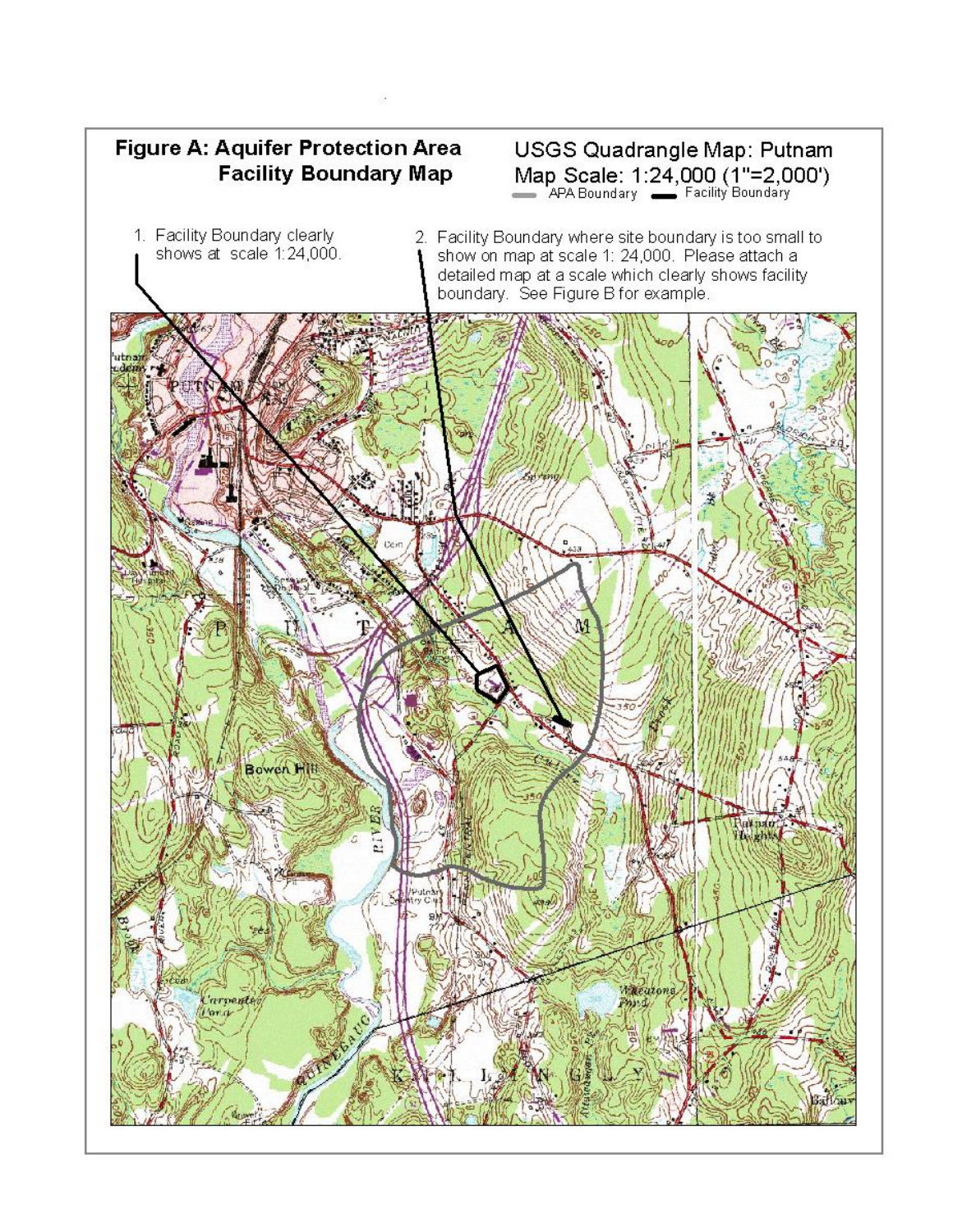**Figure A: Aquifer Protection Area Facility Boundary Map**

USGS Quadrangle Map: Putnam
Map Scale: 1:24,000 (1"=2,000')

APA Boundary — Facility Boundary

1. Facility Boundary clearly shows at scale 1:24,000.

2. Facility Boundary where site boundary is too small to show on map at scale 1: 24,000. Please attach a detailed map at a scale which clearly shows facility boundary. See Figure B for example.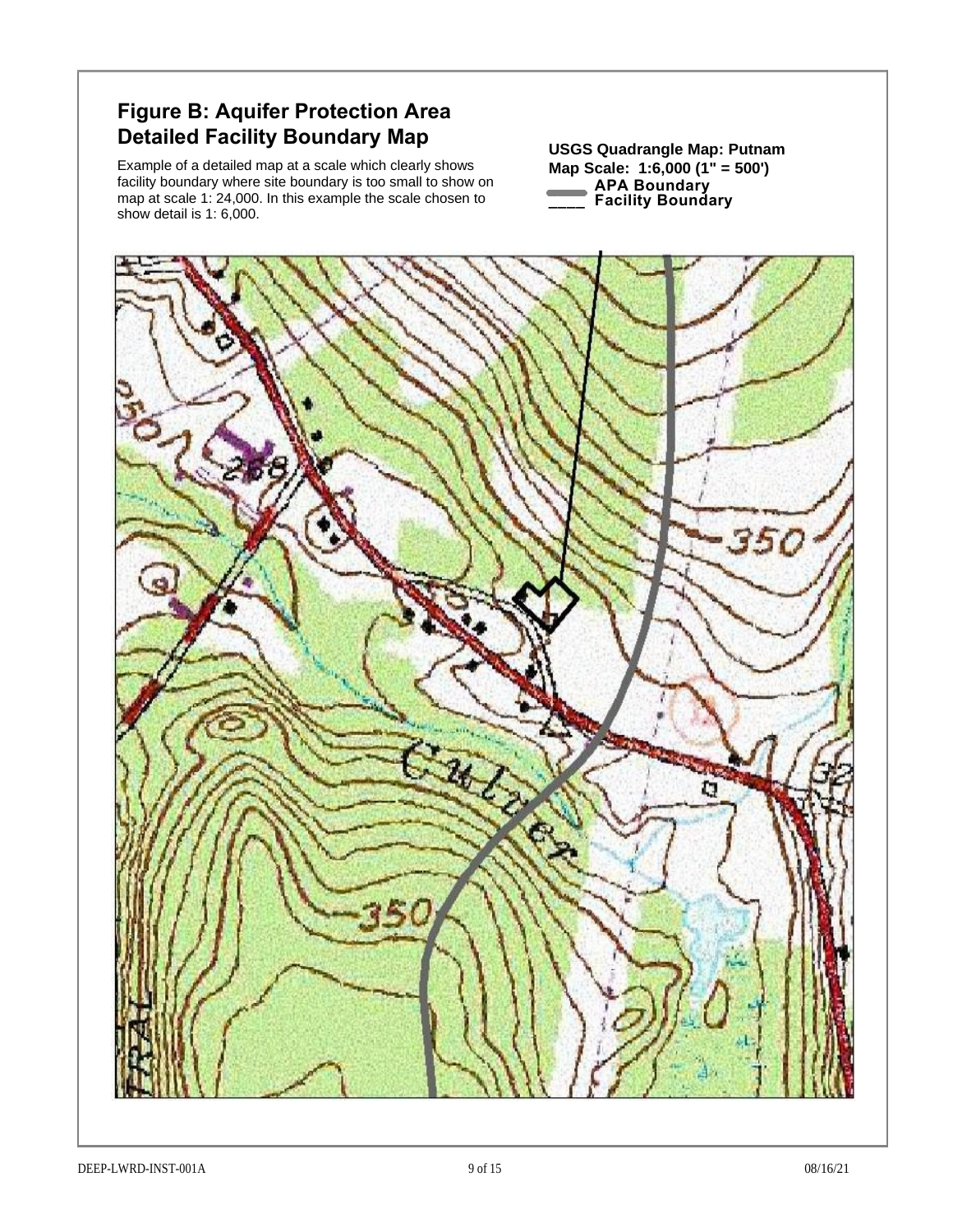## Figure B: Aquifer Protection Area Detailed Facility Boundary Map

Example of a detailed map at a scale which clearly shows facility boundary where site boundary is too small to show on map at scale 1: 24,000. In this example the scale chosen to show detail is 1: 6,000.

**USGS Quadrangle Map: Putnam**
**Map Scale: 1:6,000 (1" = 500')**
**APA Boundary**
**Facility Boundary**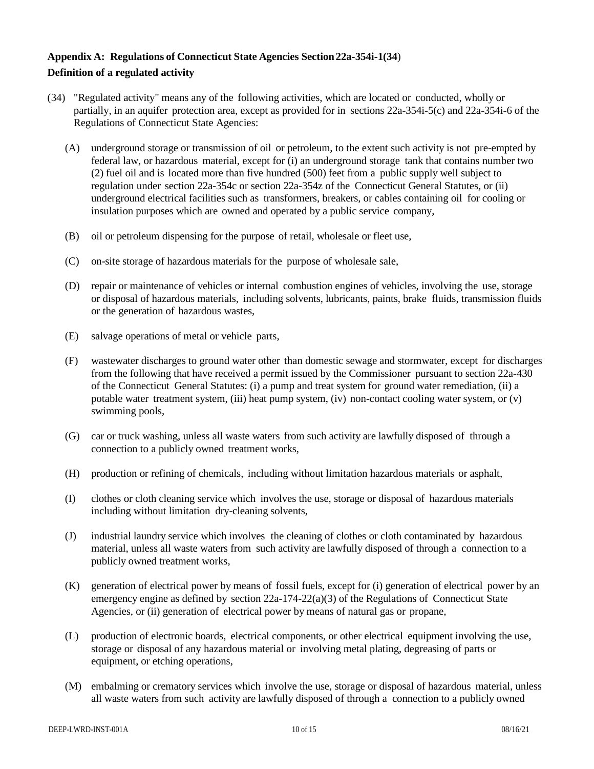**Appendix A: Regulations of Connecticut State Agencies Section 22a-354i-1(34)**

**Definition of a regulated activity**

(34) "Regulated activity" means any of the following activities, which are located or conducted, wholly or partially, in an aquifer protection area, except as provided for in sections 22a-354i-5(c) and 22a-354i-6 of the Regulations of Connecticut State Agencies:

(A) underground storage or transmission of oil or petroleum, to the extent such activity is not pre-empted by federal law, or hazardous material, except for (i) an underground storage tank that contains number two (2) fuel oil and is located more than five hundred (500) feet from a public supply well subject to regulation under section 22a-354c or section 22a-354z of the Connecticut General Statutes, or (ii) underground electrical facilities such as transformers, breakers, or cables containing oil for cooling or insulation purposes which are owned and operated by a public service company,

(B) oil or petroleum dispensing for the purpose of retail, wholesale or fleet use,

(C) on-site storage of hazardous materials for the purpose of wholesale sale,

(D) repair or maintenance of vehicles or internal combustion engines of vehicles, involving the use, storage or disposal of hazardous materials, including solvents, lubricants, paints, brake fluids, transmission fluids or the generation of hazardous wastes,

(E) salvage operations of metal or vehicle parts,

(F) wastewater discharges to ground water other than domestic sewage and stormwater, except for discharges from the following that have received a permit issued by the Commissioner pursuant to section 22a-430 of the Connecticut General Statutes: (i) a pump and treat system for ground water remediation, (ii) a potable water treatment system, (iii) heat pump system, (iv) non-contact cooling water system, or (v) swimming pools,

(G) car or truck washing, unless all waste waters from such activity are lawfully disposed of through a connection to a publicly owned treatment works,

(H) production or refining of chemicals, including without limitation hazardous materials or asphalt,

(I) clothes or cloth cleaning service which involves the use, storage or disposal of hazardous materials including without limitation dry-cleaning solvents,

(J) industrial laundry service which involves the cleaning of clothes or cloth contaminated by hazardous material, unless all waste waters from such activity are lawfully disposed of through a connection to a publicly owned treatment works,

(K) generation of electrical power by means of fossil fuels, except for (i) generation of electrical power by an emergency engine as defined by section 22a-174-22(a)(3) of the Regulations of Connecticut State Agencies, or (ii) generation of electrical power by means of natural gas or propane,

(L) production of electronic boards, electrical components, or other electrical equipment involving the use, storage or disposal of any hazardous material or involving metal plating, degreasing of parts or equipment, or etching operations,

(M) embalming or crematory services which involve the use, storage or disposal of hazardous material, unless all waste waters from such activity are lawfully disposed of through a connection to a publicly owned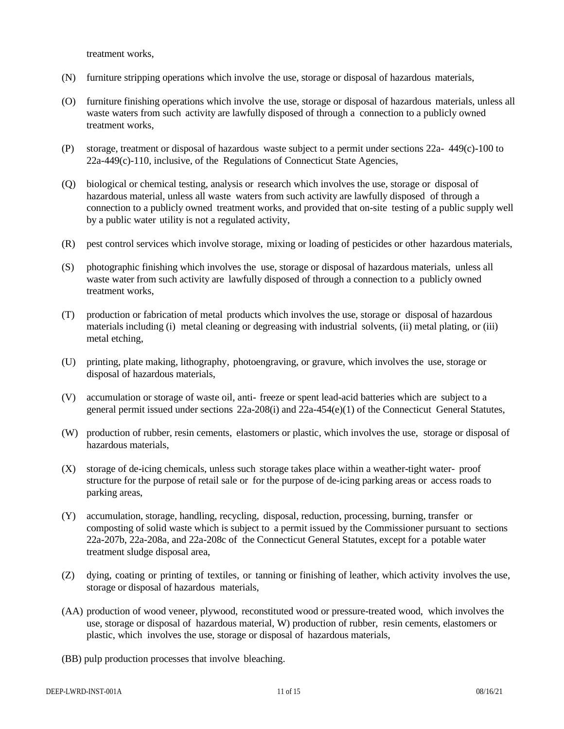treatment works,

(N) furniture stripping operations which involve the use, storage or disposal of hazardous materials,

(O) furniture finishing operations which involve the use, storage or disposal of hazardous materials, unless all waste waters from such activity are lawfully disposed of through a connection to a publicly owned treatment works,

(P) storage, treatment or disposal of hazardous waste subject to a permit under sections 22a- 449(c)-100 to 22a-449(c)-110, inclusive, of the Regulations of Connecticut State Agencies,

(Q) biological or chemical testing, analysis or research which involves the use, storage or disposal of hazardous material, unless all waste waters from such activity are lawfully disposed of through a connection to a publicly owned treatment works, and provided that on-site testing of a public supply well by a public water utility is not a regulated activity,

(R) pest control services which involve storage, mixing or loading of pesticides or other hazardous materials,

(S) photographic finishing which involves the use, storage or disposal of hazardous materials, unless all waste water from such activity are lawfully disposed of through a connection to a publicly owned treatment works,

(T) production or fabrication of metal products which involves the use, storage or disposal of hazardous materials including (i) metal cleaning or degreasing with industrial solvents, (ii) metal plating, or (iii) metal etching,

(U) printing, plate making, lithography, photoengraving, or gravure, which involves the use, storage or disposal of hazardous materials,

(V) accumulation or storage of waste oil, anti- freeze or spent lead-acid batteries which are subject to a general permit issued under sections 22a-208(i) and 22a-454(e)(1) of the Connecticut General Statutes,

(W) production of rubber, resin cements, elastomers or plastic, which involves the use, storage or disposal of hazardous materials,

(X) storage of de-icing chemicals, unless such storage takes place within a weather-tight water- proof structure for the purpose of retail sale or for the purpose of de-icing parking areas or access roads to parking areas,

(Y) accumulation, storage, handling, recycling, disposal, reduction, processing, burning, transfer or composting of solid waste which is subject to a permit issued by the Commissioner pursuant to sections 22a-207b, 22a-208a, and 22a-208c of the Connecticut General Statutes, except for a potable water treatment sludge disposal area,

(Z) dying, coating or printing of textiles, or tanning or finishing of leather, which activity involves the use, storage or disposal of hazardous materials,

(AA) production of wood veneer, plywood, reconstituted wood or pressure-treated wood, which involves the use, storage or disposal of hazardous material, W) production of rubber, resin cements, elastomers or plastic, which involves the use, storage or disposal of hazardous materials,

(BB) pulp production processes that involve bleaching.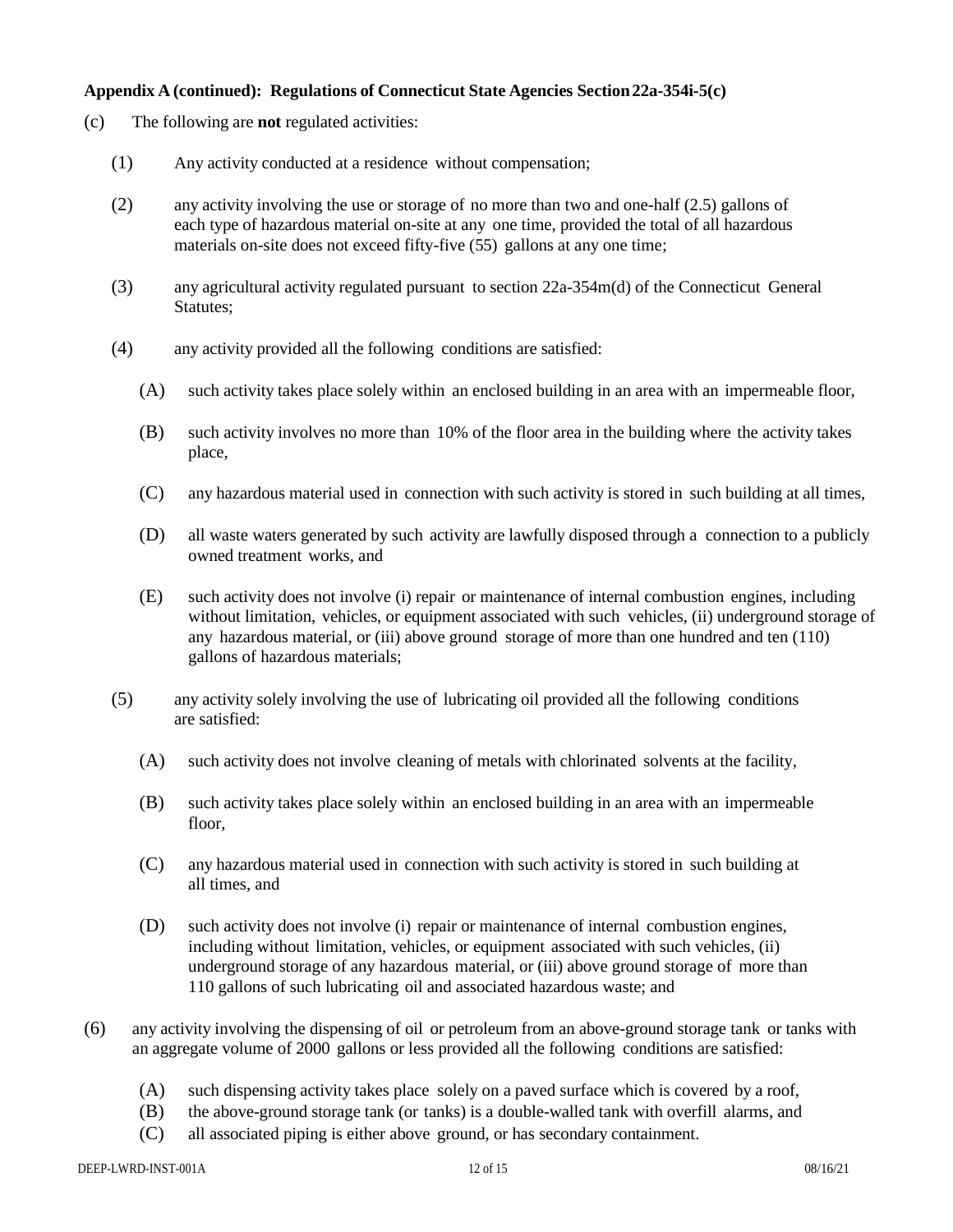**Appendix A (continued): Regulations of Connecticut State Agencies Section 22a-354i-5(c)**

(c) The following are **not** regulated activities:

(1) Any activity conducted at a residence without compensation;

(2) any activity involving the use or storage of no more than two and one-half (2.5) gallons of each type of hazardous material on-site at any one time, provided the total of all hazardous materials on-site does not exceed fifty-five (55) gallons at any one time;

(3) any agricultural activity regulated pursuant to section 22a-354m(d) of the Connecticut General Statutes;

(4) any activity provided all the following conditions are satisfied:

(A) such activity takes place solely within an enclosed building in an area with an impermeable floor,

(B) such activity involves no more than 10% of the floor area in the building where the activity takes place,

(C) any hazardous material used in connection with such activity is stored in such building at all times,

(D) all waste waters generated by such activity are lawfully disposed through a connection to a publicly owned treatment works, and

(E) such activity does not involve (i) repair or maintenance of internal combustion engines, including without limitation, vehicles, or equipment associated with such vehicles, (ii) underground storage of any hazardous material, or (iii) above ground storage of more than one hundred and ten (110) gallons of hazardous materials;

(5) any activity solely involving the use of lubricating oil provided all the following conditions are satisfied:

(A) such activity does not involve cleaning of metals with chlorinated solvents at the facility,

(B) such activity takes place solely within an enclosed building in an area with an impermeable floor,

(C) any hazardous material used in connection with such activity is stored in such building at all times, and

(D) such activity does not involve (i) repair or maintenance of internal combustion engines, including without limitation, vehicles, or equipment associated with such vehicles, (ii) underground storage of any hazardous material, or (iii) above ground storage of more than 110 gallons of such lubricating oil and associated hazardous waste; and

(6) any activity involving the dispensing of oil or petroleum from an above-ground storage tank or tanks with an aggregate volume of 2000 gallons or less provided all the following conditions are satisfied:

(A) such dispensing activity takes place solely on a paved surface which is covered by a roof,
(B) the above-ground storage tank (or tanks) is a double-walled tank with overfill alarms, and
(C) all associated piping is either above ground, or has secondary containment.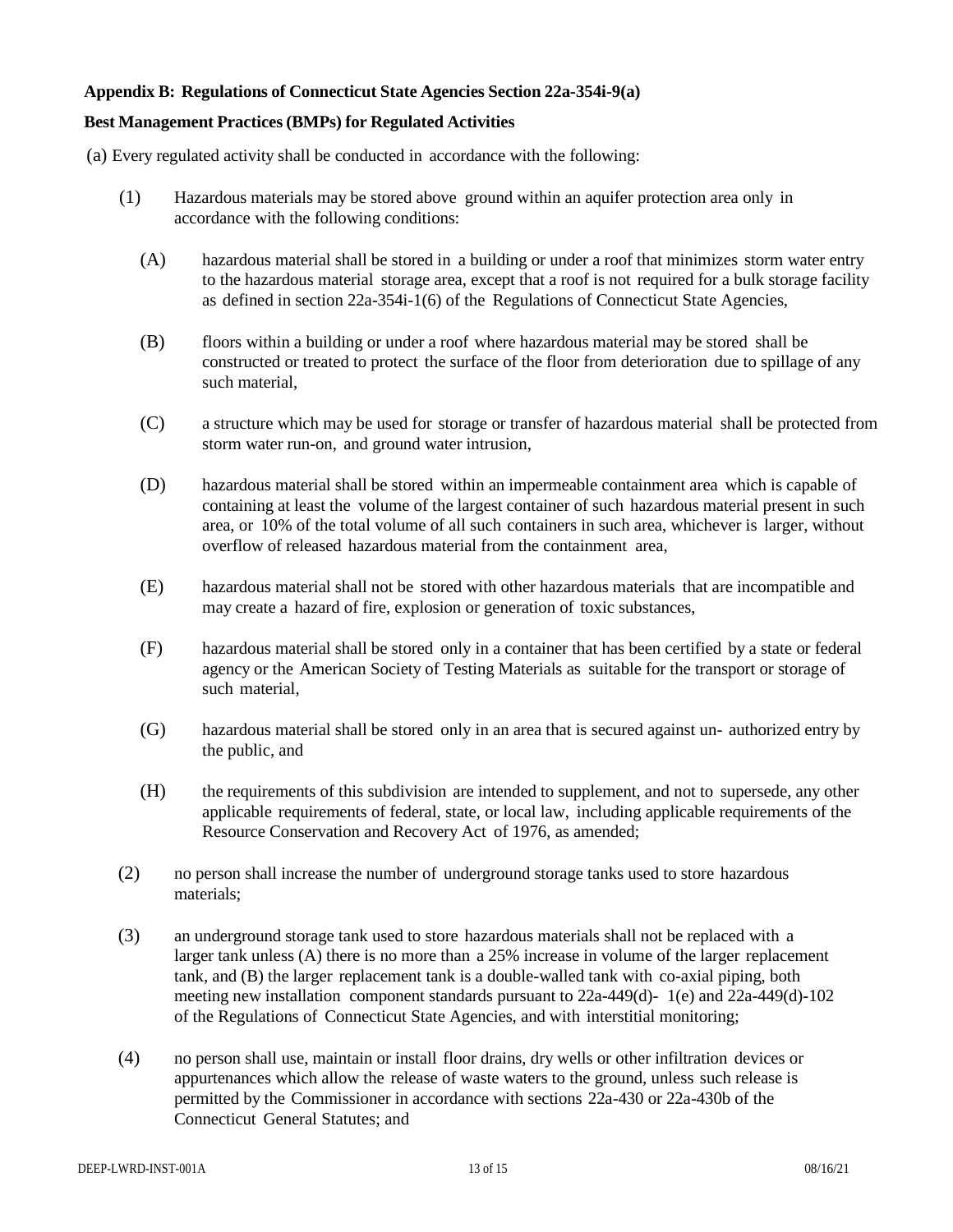**Appendix B: Regulations of Connecticut State Agencies Section 22a-354i-9(a)**

**Best Management Practices (BMPs) for Regulated Activities**

(a) Every regulated activity shall be conducted in accordance with the following:

(1) Hazardous materials may be stored above ground within an aquifer protection area only in accordance with the following conditions:

(A) hazardous material shall be stored in a building or under a roof that minimizes storm water entry to the hazardous material storage area, except that a roof is not required for a bulk storage facility as defined in section 22a-354i-1(6) of the Regulations of Connecticut State Agencies,

(B) floors within a building or under a roof where hazardous material may be stored shall be constructed or treated to protect the surface of the floor from deterioration due to spillage of any such material,

(C) a structure which may be used for storage or transfer of hazardous material shall be protected from storm water run-on, and ground water intrusion,

(D) hazardous material shall be stored within an impermeable containment area which is capable of containing at least the volume of the largest container of such hazardous material present in such area, or 10% of the total volume of all such containers in such area, whichever is larger, without overflow of released hazardous material from the containment area,

(E) hazardous material shall not be stored with other hazardous materials that are incompatible and may create a hazard of fire, explosion or generation of toxic substances,

(F) hazardous material shall be stored only in a container that has been certified by a state or federal agency or the American Society of Testing Materials as suitable for the transport or storage of such material,

(G) hazardous material shall be stored only in an area that is secured against un- authorized entry by the public, and

(H) the requirements of this subdivision are intended to supplement, and not to supersede, any other applicable requirements of federal, state, or local law, including applicable requirements of the Resource Conservation and Recovery Act of 1976, as amended;

(2) no person shall increase the number of underground storage tanks used to store hazardous materials;

(3) an underground storage tank used to store hazardous materials shall not be replaced with a larger tank unless (A) there is no more than a 25% increase in volume of the larger replacement tank, and (B) the larger replacement tank is a double-walled tank with co-axial piping, both meeting new installation component standards pursuant to 22a-449(d)- 1(e) and 22a-449(d)-102 of the Regulations of Connecticut State Agencies, and with interstitial monitoring;

(4) no person shall use, maintain or install floor drains, dry wells or other infiltration devices or appurtenances which allow the release of waste waters to the ground, unless such release is permitted by the Commissioner in accordance with sections 22a-430 or 22a-430b of the Connecticut General Statutes; and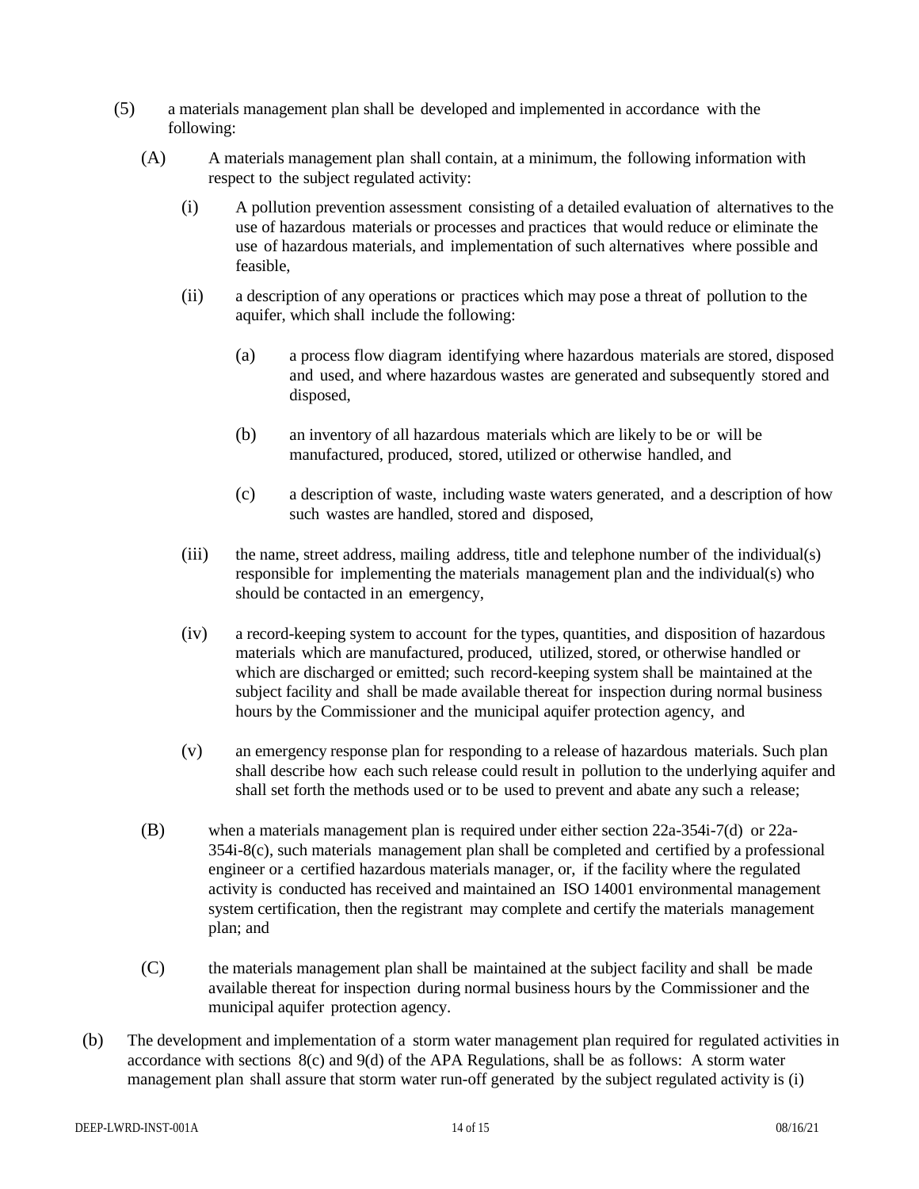(5) a materials management plan shall be developed and implemented in accordance with the following:

(A) A materials management plan shall contain, at a minimum, the following information with respect to the subject regulated activity:

(i) A pollution prevention assessment consisting of a detailed evaluation of alternatives to the use of hazardous materials or processes and practices that would reduce or eliminate the use of hazardous materials, and implementation of such alternatives where possible and feasible,

(ii) a description of any operations or practices which may pose a threat of pollution to the aquifer, which shall include the following:

(a) a process flow diagram identifying where hazardous materials are stored, disposed and used, and where hazardous wastes are generated and subsequently stored and disposed,

(b) an inventory of all hazardous materials which are likely to be or will be manufactured, produced, stored, utilized or otherwise handled, and

(c) a description of waste, including waste waters generated, and a description of how such wastes are handled, stored and disposed,

(iii) the name, street address, mailing address, title and telephone number of the individual(s) responsible for implementing the materials management plan and the individual(s) who should be contacted in an emergency,

(iv) a record-keeping system to account for the types, quantities, and disposition of hazardous materials which are manufactured, produced, utilized, stored, or otherwise handled or which are discharged or emitted; such record-keeping system shall be maintained at the subject facility and shall be made available thereat for inspection during normal business hours by the Commissioner and the municipal aquifer protection agency, and

(v) an emergency response plan for responding to a release of hazardous materials. Such plan shall describe how each such release could result in pollution to the underlying aquifer and shall set forth the methods used or to be used to prevent and abate any such a release;

(B) when a materials management plan is required under either section 22a-354i-7(d) or 22a-354i-8(c), such materials management plan shall be completed and certified by a professional engineer or a certified hazardous materials manager, or, if the facility where the regulated activity is conducted has received and maintained an ISO 14001 environmental management system certification, then the registrant may complete and certify the materials management plan; and

(C) the materials management plan shall be maintained at the subject facility and shall be made available thereat for inspection during normal business hours by the Commissioner and the municipal aquifer protection agency.

(b) The development and implementation of a storm water management plan required for regulated activities in accordance with sections 8(c) and 9(d) of the APA Regulations, shall be as follows: A storm water management plan shall assure that storm water run-off generated by the subject regulated activity is (i)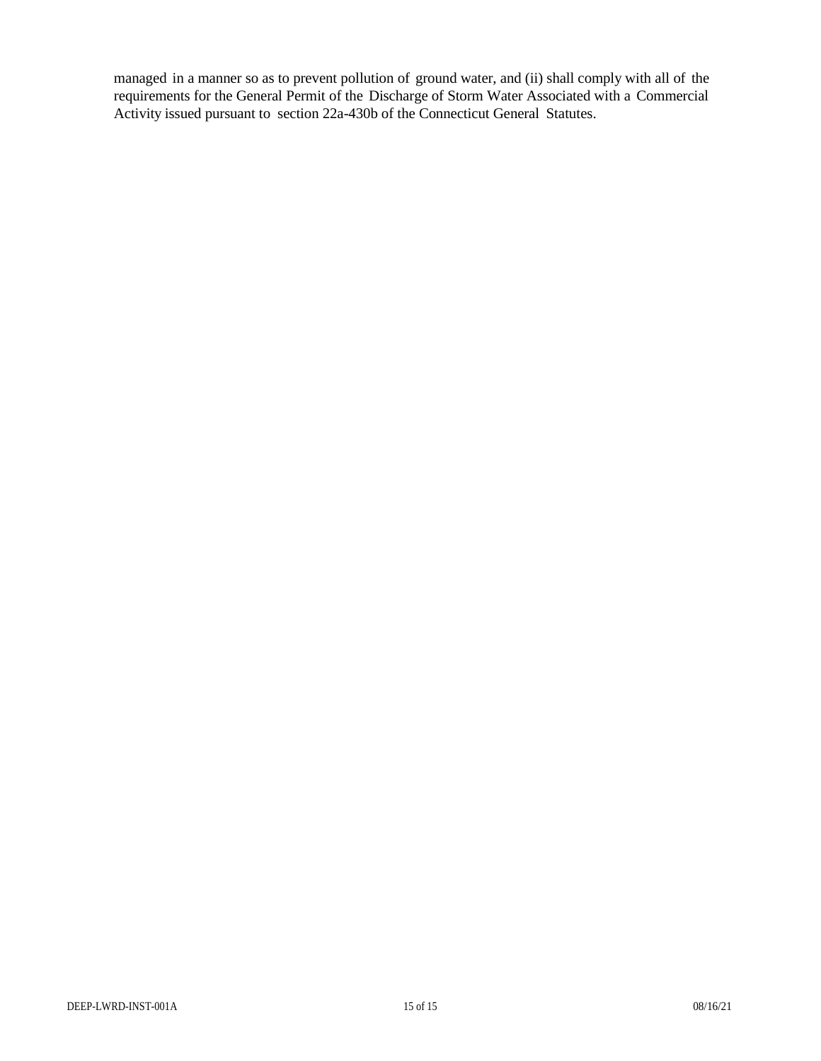managed in a manner so as to prevent pollution of ground water, and (ii) shall comply with all of the requirements for the General Permit of the Discharge of Storm Water Associated with a Commercial Activity issued pursuant to section 22a-430b of the Connecticut General Statutes.